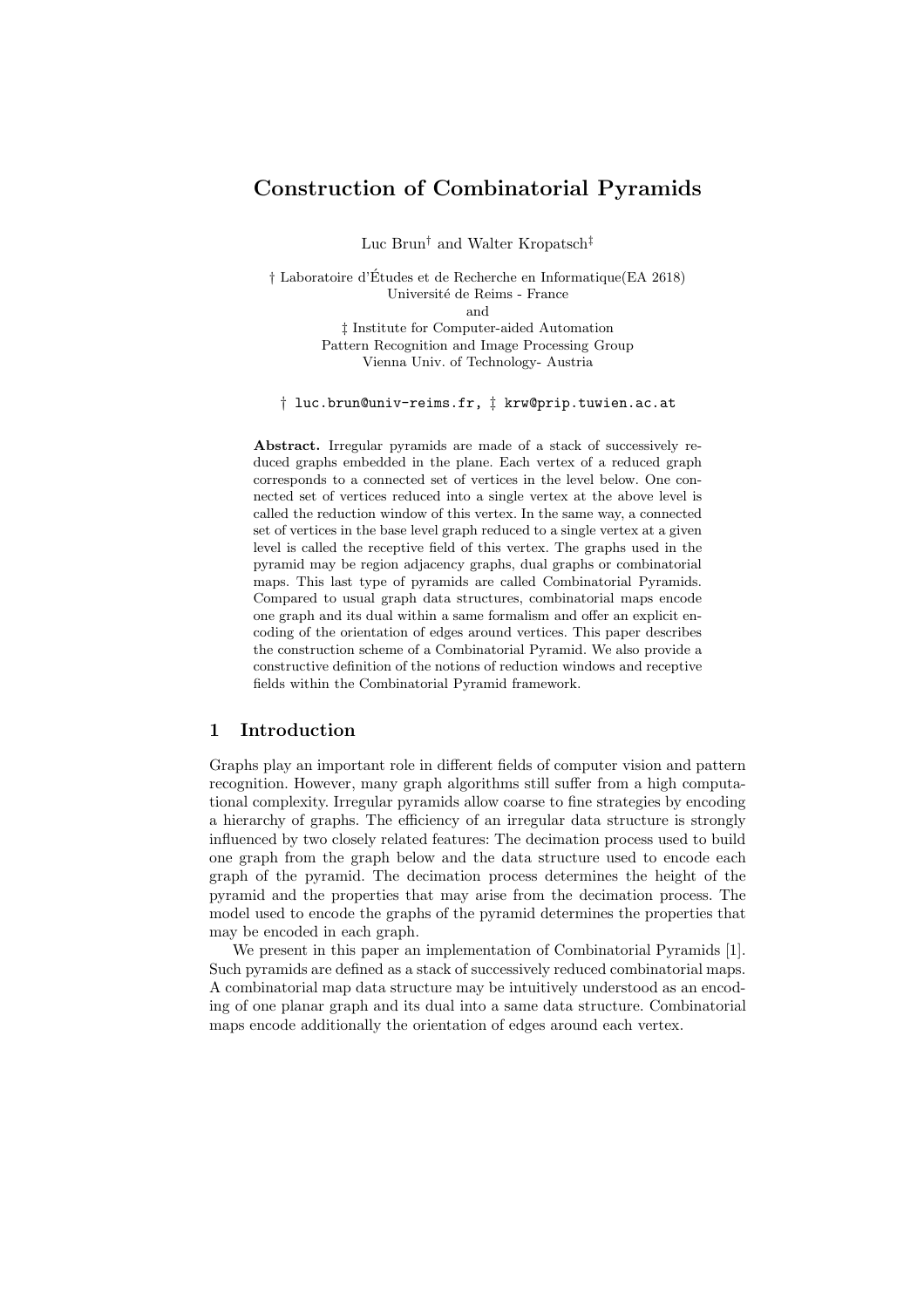# Construction of Combinatorial Pyramids

Luc Brun[†] and Walter Kropatsch[‡]

† Laboratoire d'Études et de Recherche en Informatique(EA 2618)
Université de Reims - France
and
‡ Institute for Computer-aided Automation
Pattern Recognition and Image Processing Group
Vienna Univ. of Technology- Austria

† luc.brun@univ-reims.fr, ‡ krw@prip.tuwien.ac.at

**Abstract.** Irregular pyramids are made of a stack of successively reduced graphs embedded in the plane. Each vertex of a reduced graph corresponds to a connected set of vertices in the level below. One connected set of vertices reduced into a single vertex at the above level is called the reduction window of this vertex. In the same way, a connected set of vertices in the base level graph reduced to a single vertex at a given level is called the receptive field of this vertex. The graphs used in the pyramid may be region adjacency graphs, dual graphs or combinatorial maps. This last type of pyramids are called Combinatorial Pyramids. Compared to usual graph data structures, combinatorial maps encode one graph and its dual within a same formalism and offer an explicit encoding of the orientation of edges around vertices. This paper describes the construction scheme of a Combinatorial Pyramid. We also provide a constructive definition of the notions of reduction windows and receptive fields within the Combinatorial Pyramid framework.

## 1 Introduction

Graphs play an important role in different fields of computer vision and pattern recognition. However, many graph algorithms still suffer from a high computational complexity. Irregular pyramids allow coarse to fine strategies by encoding a hierarchy of graphs. The efficiency of an irregular data structure is strongly influenced by two closely related features: The decimation process used to build one graph from the graph below and the data structure used to encode each graph of the pyramid. The decimation process determines the height of the pyramid and the properties that may arise from the decimation process. The model used to encode the graphs of the pyramid determines the properties that may be encoded in each graph.

We present in this paper an implementation of Combinatorial Pyramids [1]. Such pyramids are defined as a stack of successively reduced combinatorial maps. A combinatorial map data structure may be intuitively understood as an encoding of one planar graph and its dual into a same data structure. Combinatorial maps encode additionally the orientation of edges around each vertex.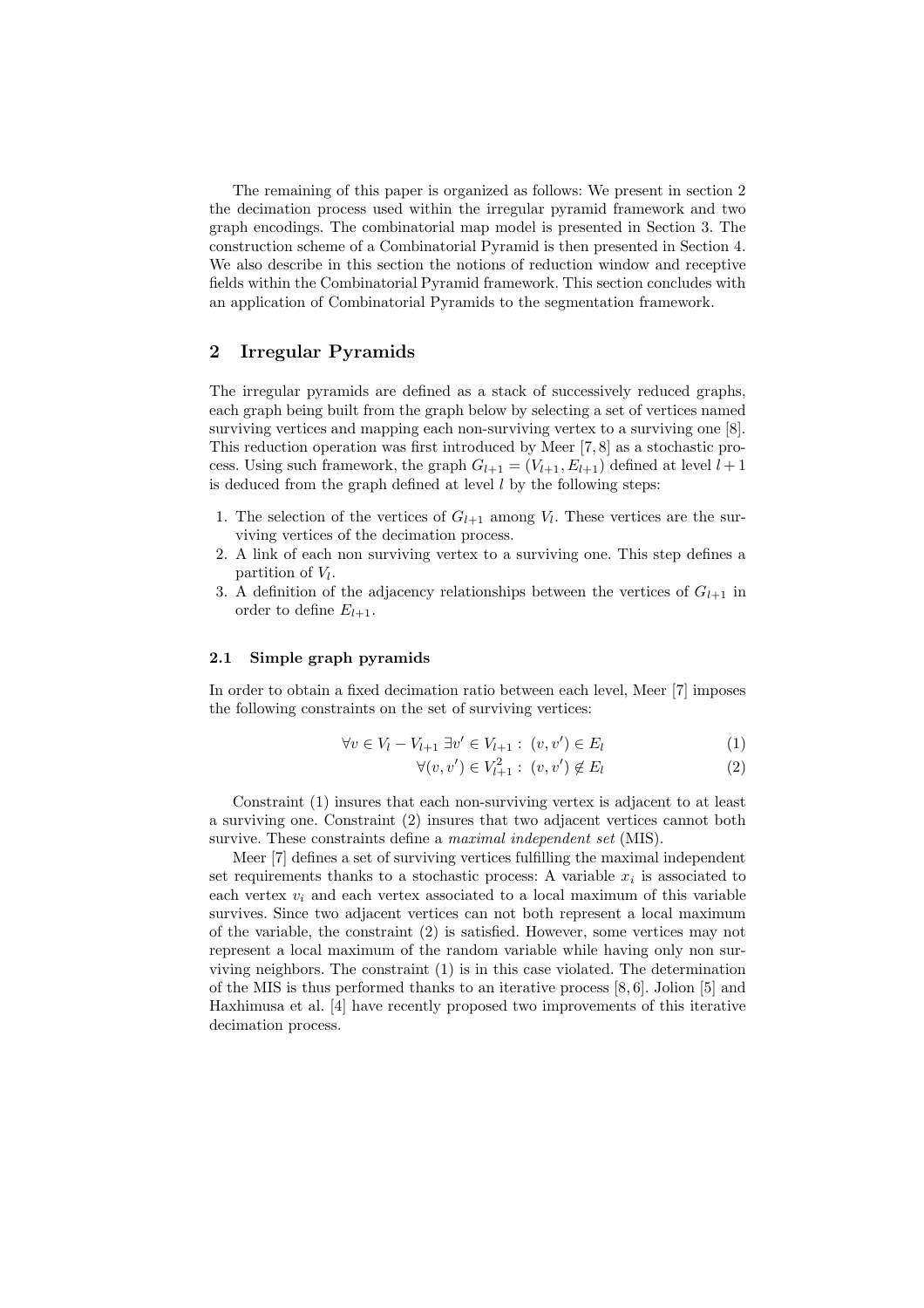The remaining of this paper is organized as follows: We present in section 2 the decimation process used within the irregular pyramid framework and two graph encodings. The combinatorial map model is presented in Section 3. The construction scheme of a Combinatorial Pyramid is then presented in Section 4. We also describe in this section the notions of reduction window and receptive fields within the Combinatorial Pyramid framework. This section concludes with an application of Combinatorial Pyramids to the segmentation framework.

## 2 Irregular Pyramids

The irregular pyramids are defined as a stack of successively reduced graphs, each graph being built from the graph below by selecting a set of vertices named surviving vertices and mapping each non-surviving vertex to a surviving one [8]. This reduction operation was first introduced by Meer [7, 8] as a stochastic process. Using such framework, the graph $G_{l+1} = (V_{l+1}, E_{l+1})$ defined at level $l+1$ is deduced from the graph defined at level $l$ by the following steps:

1. The selection of the vertices of $G_{l+1}$ among $V_l$. These vertices are the surviving vertices of the decimation process.
2. A link of each non surviving vertex to a surviving one. This step defines a partition of $V_l$.
3. A definition of the adjacency relationships between the vertices of $G_{l+1}$ in order to define $E_{l+1}$.

### 2.1 Simple graph pyramids

In order to obtain a fixed decimation ratio between each level, Meer [7] imposes the following constraints on the set of surviving vertices:

$$\forall v \in V_l - V_{l+1} \ \exists v' \in V_{l+1} : \ (v, v') \in E_l \tag{1}$$

$$\forall (v, v') \in V_{l+1}^2 : \ (v, v') \notin E_l \tag{2}$$

Constraint (1) insures that each non-surviving vertex is adjacent to at least a surviving one. Constraint (2) insures that two adjacent vertices cannot both survive. These constraints define a *maximal independent set* (MIS).

Meer [7] defines a set of surviving vertices fulfilling the maximal independent set requirements thanks to a stochastic process: A variable $x_i$ is associated to each vertex $v_i$ and each vertex associated to a local maximum of this variable survives. Since two adjacent vertices can not both represent a local maximum of the variable, the constraint (2) is satisfied. However, some vertices may not represent a local maximum of the random variable while having only non surviving neighbors. The constraint (1) is in this case violated. The determination of the MIS is thus performed thanks to an iterative process [8, 6]. Jolion [5] and Haxhimusa et al. [4] have recently proposed two improvements of this iterative decimation process.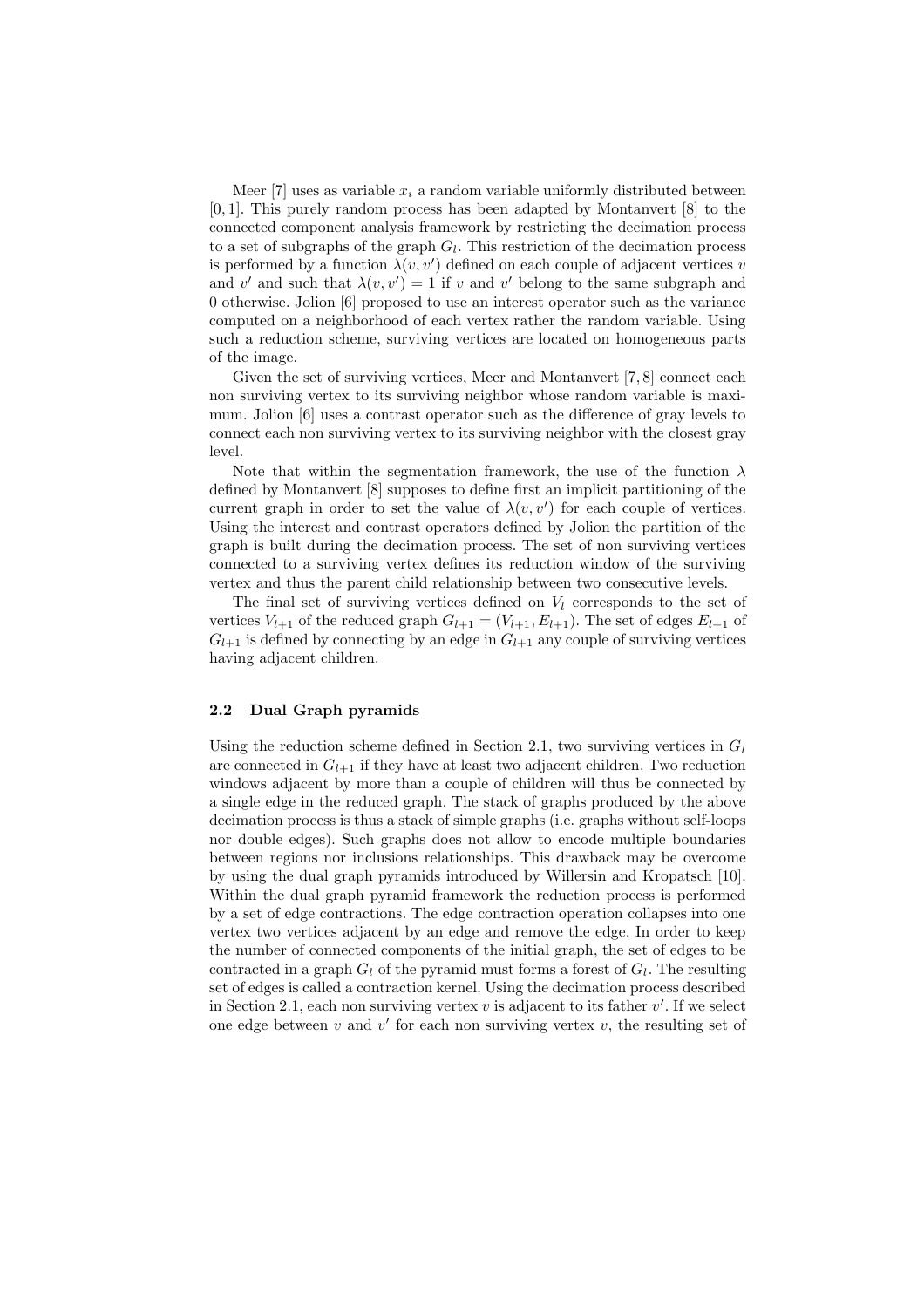Meer [7] uses as variable $x_i$ a random variable uniformly distributed between $[0, 1]$. This purely random process has been adapted by Montanvert [8] to the connected component analysis framework by restricting the decimation process to a set of subgraphs of the graph $G_l$. This restriction of the decimation process is performed by a function $\lambda(v, v')$ defined on each couple of adjacent vertices $v$ and $v'$ and such that $\lambda(v, v') = 1$ if $v$ and $v'$ belong to the same subgraph and 0 otherwise. Jolion [6] proposed to use an interest operator such as the variance computed on a neighborhood of each vertex rather the random variable. Using such a reduction scheme, surviving vertices are located on homogeneous parts of the image.

Given the set of surviving vertices, Meer and Montanvert [7, 8] connect each non surviving vertex to its surviving neighbor whose random variable is maximum. Jolion [6] uses a contrast operator such as the difference of gray levels to connect each non surviving vertex to its surviving neighbor with the closest gray level.

Note that within the segmentation framework, the use of the function $\lambda$ defined by Montanvert [8] supposes to define first an implicit partitioning of the current graph in order to set the value of $\lambda(v, v')$ for each couple of vertices. Using the interest and contrast operators defined by Jolion the partition of the graph is built during the decimation process. The set of non surviving vertices connected to a surviving vertex defines its reduction window of the surviving vertex and thus the parent child relationship between two consecutive levels.

The final set of surviving vertices defined on $V_l$ corresponds to the set of vertices $V_{l+1}$ of the reduced graph $G_{l+1} = (V_{l+1}, E_{l+1})$. The set of edges $E_{l+1}$ of $G_{l+1}$ is defined by connecting by an edge in $G_{l+1}$ any couple of surviving vertices having adjacent children.

### 2.2 Dual Graph pyramids

Using the reduction scheme defined in Section 2.1, two surviving vertices in $G_l$ are connected in $G_{l+1}$ if they have at least two adjacent children. Two reduction windows adjacent by more than a couple of children will thus be connected by a single edge in the reduced graph. The stack of graphs produced by the above decimation process is thus a stack of simple graphs (i.e. graphs without self-loops nor double edges). Such graphs does not allow to encode multiple boundaries between regions nor inclusions relationships. This drawback may be overcome by using the dual graph pyramids introduced by Willersin and Kropatsch [10]. Within the dual graph pyramid framework the reduction process is performed by a set of edge contractions. The edge contraction operation collapses into one vertex two vertices adjacent by an edge and remove the edge. In order to keep the number of connected components of the initial graph, the set of edges to be contracted in a graph $G_l$ of the pyramid must forms a forest of $G_l$. The resulting set of edges is called a contraction kernel. Using the decimation process described in Section 2.1, each non surviving vertex $v$ is adjacent to its father $v'$. If we select one edge between $v$ and $v'$ for each non surviving vertex $v$, the resulting set of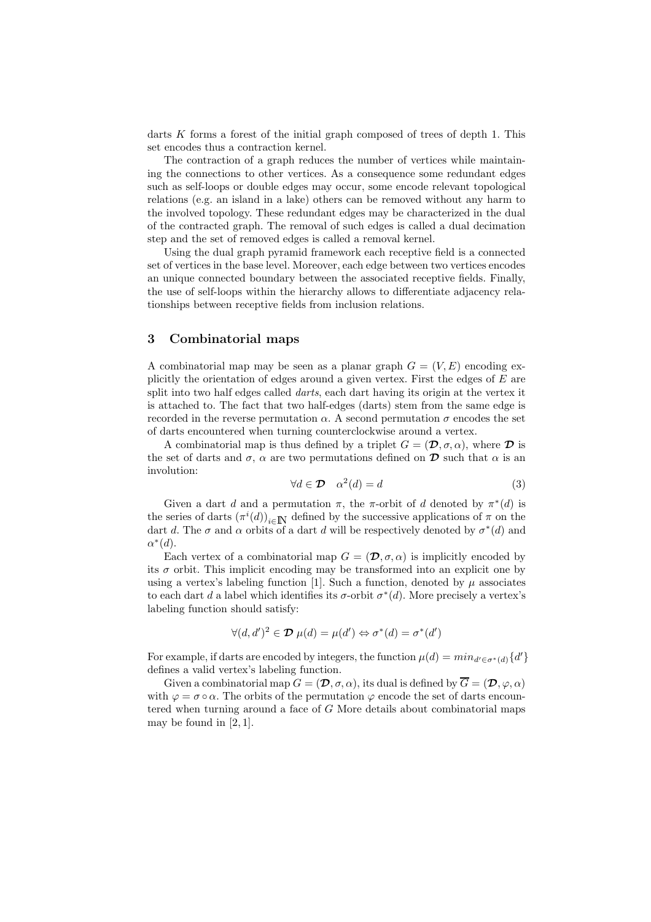darts $K$ forms a forest of the initial graph composed of trees of depth 1. This set encodes thus a contraction kernel.

The contraction of a graph reduces the number of vertices while maintaining the connections to other vertices. As a consequence some redundant edges such as self-loops or double edges may occur, some encode relevant topological relations (e.g. an island in a lake) others can be removed without any harm to the involved topology. These redundant edges may be characterized in the dual of the contracted graph. The removal of such edges is called a dual decimation step and the set of removed edges is called a removal kernel.

Using the dual graph pyramid framework each receptive field is a connected set of vertices in the base level. Moreover, each edge between two vertices encodes an unique connected boundary between the associated receptive fields. Finally, the use of self-loops within the hierarchy allows to differentiate adjacency relationships between receptive fields from inclusion relations.

## 3 Combinatorial maps

A combinatorial map may be seen as a planar graph $G = (V, E)$ encoding explicitly the orientation of edges around a given vertex. First the edges of $E$ are split into two half edges called *darts*, each dart having its origin at the vertex it is attached to. The fact that two half-edges (darts) stem from the same edge is recorded in the reverse permutation $\alpha$. A second permutation $\sigma$ encodes the set of darts encountered when turning counterclockwise around a vertex.

A combinatorial map is thus defined by a triplet $G = (\boldsymbol{\mathcal{D}}, \sigma, \alpha)$, where $\boldsymbol{\mathcal{D}}$ is the set of darts and $\sigma$, $\alpha$ are two permutations defined on $\boldsymbol{\mathcal{D}}$ such that $\alpha$ is an involution:

$$\forall d \in \boldsymbol{\mathcal{D}} \quad \alpha^2(d) = d \tag{3}$$

Given a dart $d$ and a permutation $\pi$, the $\pi$-orbit of $d$ denoted by $\pi^*(d)$ is the series of darts $(\pi^i(d))_{i \in \mathbb{N}}$ defined by the successive applications of $\pi$ on the dart $d$. The $\sigma$ and $\alpha$ orbits of a dart $d$ will be respectively denoted by $\sigma^*(d)$ and $\alpha^*(d)$.

Each vertex of a combinatorial map $G = (\boldsymbol{\mathcal{D}}, \sigma, \alpha)$ is implicitly encoded by its $\sigma$ orbit. This implicit encoding may be transformed into an explicit one by using a vertex's labeling function [1]. Such a function, denoted by $\mu$ associates to each dart $d$ a label which identifies its $\sigma$-orbit $\sigma^*(d)$. More precisely a vertex's labeling function should satisfy:

$$\forall (d, d')^2 \in \boldsymbol{\mathcal{D}} \; \mu(d) = \mu(d') \Leftrightarrow \sigma^*(d) = \sigma^*(d')$$

For example, if darts are encoded by integers, the function $\mu(d) = min_{d' \in \sigma^*(d)}\{d'\}$ defines a valid vertex's labeling function.

Given a combinatorial map $G = (\boldsymbol{\mathcal{D}}, \sigma, \alpha)$, its dual is defined by $\overline{G} = (\boldsymbol{\mathcal{D}}, \varphi, \alpha)$ with $\varphi = \sigma \circ \alpha$. The orbits of the permutation $\varphi$ encode the set of darts encountered when turning around a face of $G$ More details about combinatorial maps may be found in [2, 1].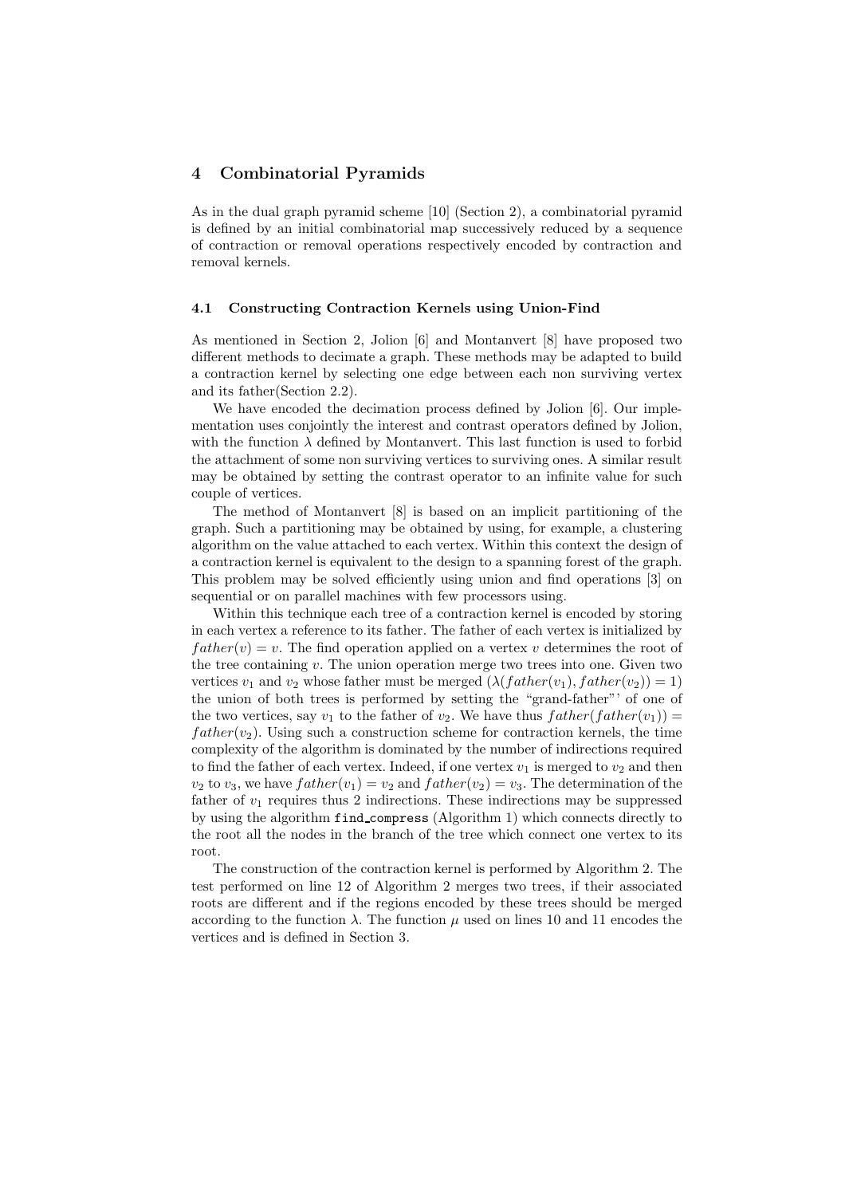## 4 Combinatorial Pyramids

As in the dual graph pyramid scheme [10] (Section 2), a combinatorial pyramid is defined by an initial combinatorial map successively reduced by a sequence of contraction or removal operations respectively encoded by contraction and removal kernels.

### 4.1 Constructing Contraction Kernels using Union-Find

As mentioned in Section 2, Jolion [6] and Montanvert [8] have proposed two different methods to decimate a graph. These methods may be adapted to build a contraction kernel by selecting one edge between each non surviving vertex and its father(Section 2.2).

We have encoded the decimation process defined by Jolion [6]. Our implementation uses conjointly the interest and contrast operators defined by Jolion, with the function $\lambda$ defined by Montanvert. This last function is used to forbid the attachment of some non surviving vertices to surviving ones. A similar result may be obtained by setting the contrast operator to an infinite value for such couple of vertices.

The method of Montanvert [8] is based on an implicit partitioning of the graph. Such a partitioning may be obtained by using, for example, a clustering algorithm on the value attached to each vertex. Within this context the design of a contraction kernel is equivalent to the design to a spanning forest of the graph. This problem may be solved efficiently using union and find operations [3] on sequential or on parallel machines with few processors using.

Within this technique each tree of a contraction kernel is encoded by storing in each vertex a reference to its father. The father of each vertex is initialized by $father(v) = v$. The find operation applied on a vertex $v$ determines the root of the tree containing $v$. The union operation merge two trees into one. Given two vertices $v_1$ and $v_2$ whose father must be merged ($\lambda(father(v_1), father(v_2)) = 1$) the union of both trees is performed by setting the "grand-father"' of one of the two vertices, say $v_1$ to the father of $v_2$. We have thus $father(father(v_1)) = father(v_2)$. Using such a construction scheme for contraction kernels, the time complexity of the algorithm is dominated by the number of indirections required to find the father of each vertex. Indeed, if one vertex $v_1$ is merged to $v_2$ and then $v_2$ to $v_3$, we have $father(v_1) = v_2$ and $father(v_2) = v_3$. The determination of the father of $v_1$ requires thus 2 indirections. These indirections may be suppressed by using the algorithm `find_compress` (Algorithm 1) which connects directly to the root all the nodes in the branch of the tree which connect one vertex to its root.

The construction of the contraction kernel is performed by Algorithm 2. The test performed on line 12 of Algorithm 2 merges two trees, if their associated roots are different and if the regions encoded by these trees should be merged according to the function $\lambda$. The function $\mu$ used on lines 10 and 11 encodes the vertices and is defined in Section 3.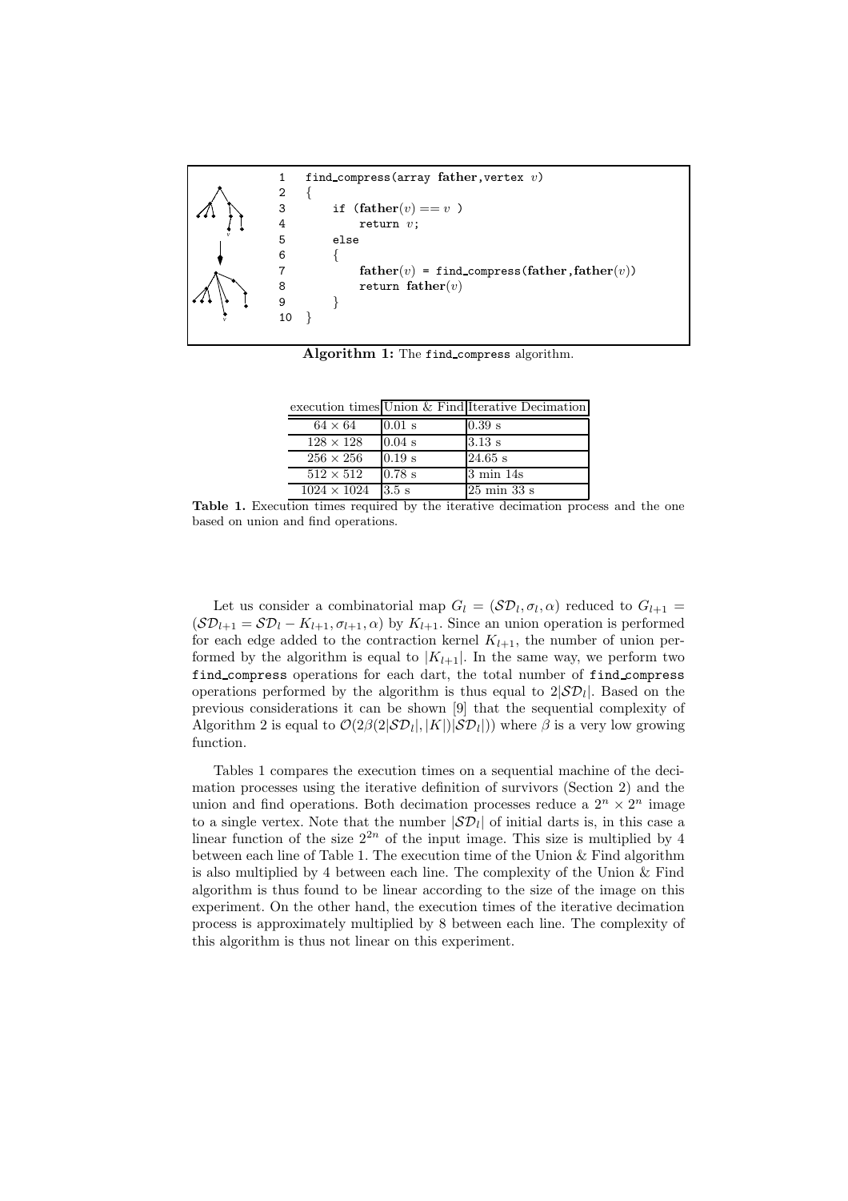```
1   find_compress(array father,vertex v)
2   {
3       if (father(v) == v )
4           return v;
5       else
6       {
7           father(v) = find_compress(father,father(v))
8           return father(v)
9       }
10  }
```

**Algorithm 1:** The find_compress algorithm.

| execution times | Union & Find | Iterative Decimation |
|---|---|---|
| $64 \times 64$ | 0.01 s | 0.39 s |
| $128 \times 128$ | 0.04 s | 3.13 s |
| $256 \times 256$ | 0.19 s | 24.65 s |
| $512 \times 512$ | 0.78 s | 3 min 14s |
| $1024 \times 1024$ | 3.5 s | 25 min 33 s |

**Table 1.** Execution times required by the iterative decimation process and the one based on union and find operations.

Let us consider a combinatorial map $G_l = (\mathcal{SD}_l, \sigma_l, \alpha)$ reduced to $G_{l+1} = (\mathcal{SD}_{l+1} = \mathcal{SD}_l - K_{l+1}, \sigma_{l+1}, \alpha)$ by $K_{l+1}$. Since an union operation is performed for each edge added to the contraction kernel $K_{l+1}$, the number of union performed by the algorithm is equal to $|K_{l+1}|$. In the same way, we perform two find_compress operations for each dart, the total number of find_compress operations performed by the algorithm is thus equal to $2|\mathcal{SD}_l|$. Based on the previous considerations it can be shown [9] that the sequential complexity of Algorithm 2 is equal to $\mathcal{O}(2\beta(2|\mathcal{SD}_l|, |K|)|\mathcal{SD}_l|))$ where $\beta$ is a very low growing function.

Tables 1 compares the execution times on a sequential machine of the decimation processes using the iterative definition of survivors (Section 2) and the union and find operations. Both decimation processes reduce a $2^n \times 2^n$ image to a single vertex. Note that the number $|\mathcal{SD}_l|$ of initial darts is, in this case a linear function of the size $2^{2n}$ of the input image. This size is multiplied by 4 between each line of Table 1. The execution time of the Union & Find algorithm is also multiplied by 4 between each line. The complexity of the Union & Find algorithm is thus found to be linear according to the size of the image on this experiment. On the other hand, the execution times of the iterative decimation process is approximately multiplied by 8 between each line. The complexity of this algorithm is thus not linear on this experiment.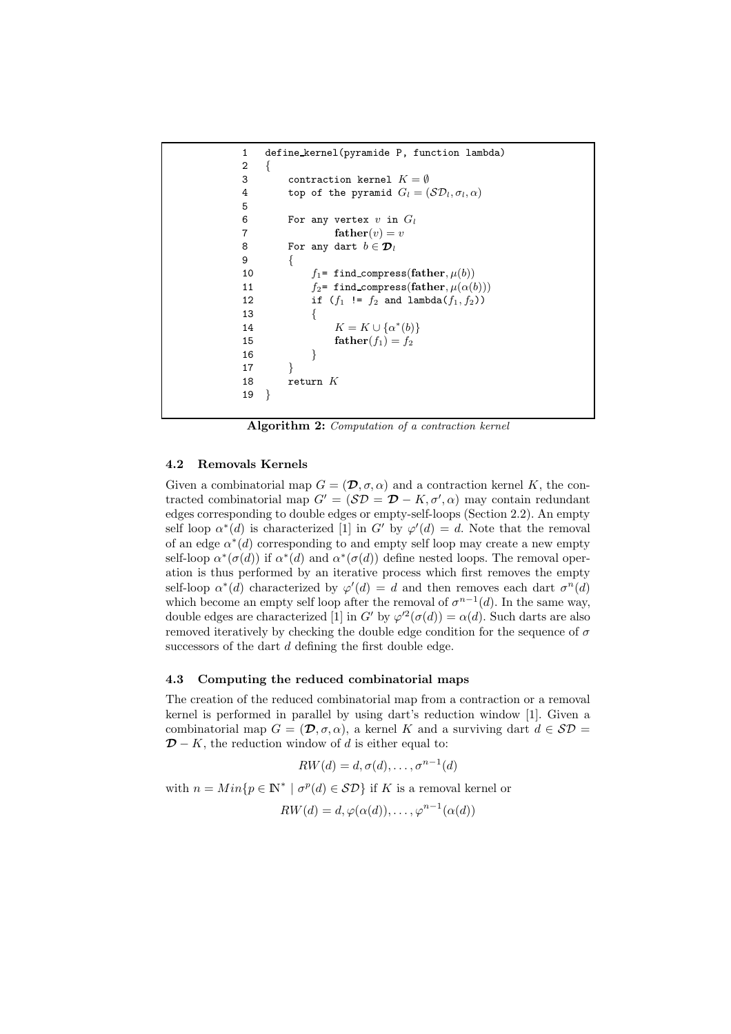```
1    define_kernel(pyramide P, function lambda)
2    {
3        contraction kernel K = ∅
4        top of the pyramid G_l = (SD_l, σ_l, α)
5
6        For any vertex v in G_l
7                father(v) = v
8        For any dart b ∈ D_l
9        {
10           f1= find_compress(father, μ(b))
11           f2= find_compress(father, μ(α(b)))
12           if (f1 != f2 and lambda(f1, f2))
13           {
14               K = K ∪ {α*(b)}
15               father(f1) = f2
16           }
17       }
18       return K
19   }
```

**Algorithm 2:** *Computation of a contraction kernel*

### 4.2 Removals Kernels

Given a combinatorial map $G = (\mathcal{D}, \sigma, \alpha)$ and a contraction kernel $K$, the contracted combinatorial map $G' = (\mathcal{SD} = \mathcal{D} - K, \sigma', \alpha)$ may contain redundant edges corresponding to double edges or empty-self-loops (Section 2.2). An empty self loop $\alpha^*(d)$ is characterized [1] in $G'$ by $\varphi'(d) = d$. Note that the removal of an edge $\alpha^*(d)$ corresponding to and empty self loop may create a new empty self-loop $\alpha^*(\sigma(d))$ if $\alpha^*(d)$ and $\alpha^*(\sigma(d))$ define nested loops. The removal operation is thus performed by an iterative process which first removes the empty self-loop $\alpha^*(d)$ characterized by $\varphi'(d) = d$ and then removes each dart $\sigma^n(d)$ which become an empty self loop after the removal of $\sigma^{n-1}(d)$. In the same way, double edges are characterized [1] in $G'$ by $\varphi'^2(\sigma(d)) = \alpha(d)$. Such darts are also removed iteratively by checking the double edge condition for the sequence of $\sigma$ successors of the dart $d$ defining the first double edge.

### 4.3 Computing the reduced combinatorial maps

The creation of the reduced combinatorial map from a contraction or a removal kernel is performed in parallel by using dart's reduction window [1]. Given a combinatorial map $G = (\mathcal{D}, \sigma, \alpha)$, a kernel $K$ and a surviving dart $d \in \mathcal{SD} = \mathcal{D} - K$, the reduction window of $d$ is either equal to:

$$RW(d) = d, \sigma(d), \ldots, \sigma^{n-1}(d)$$

with $n = Min\{p \in \mathbb{N}^* \mid \sigma^p(d) \in \mathcal{SD}\}$ if $K$ is a removal kernel or

$$RW(d) = d, \varphi(\alpha(d)), \ldots, \varphi^{n-1}(\alpha(d))$$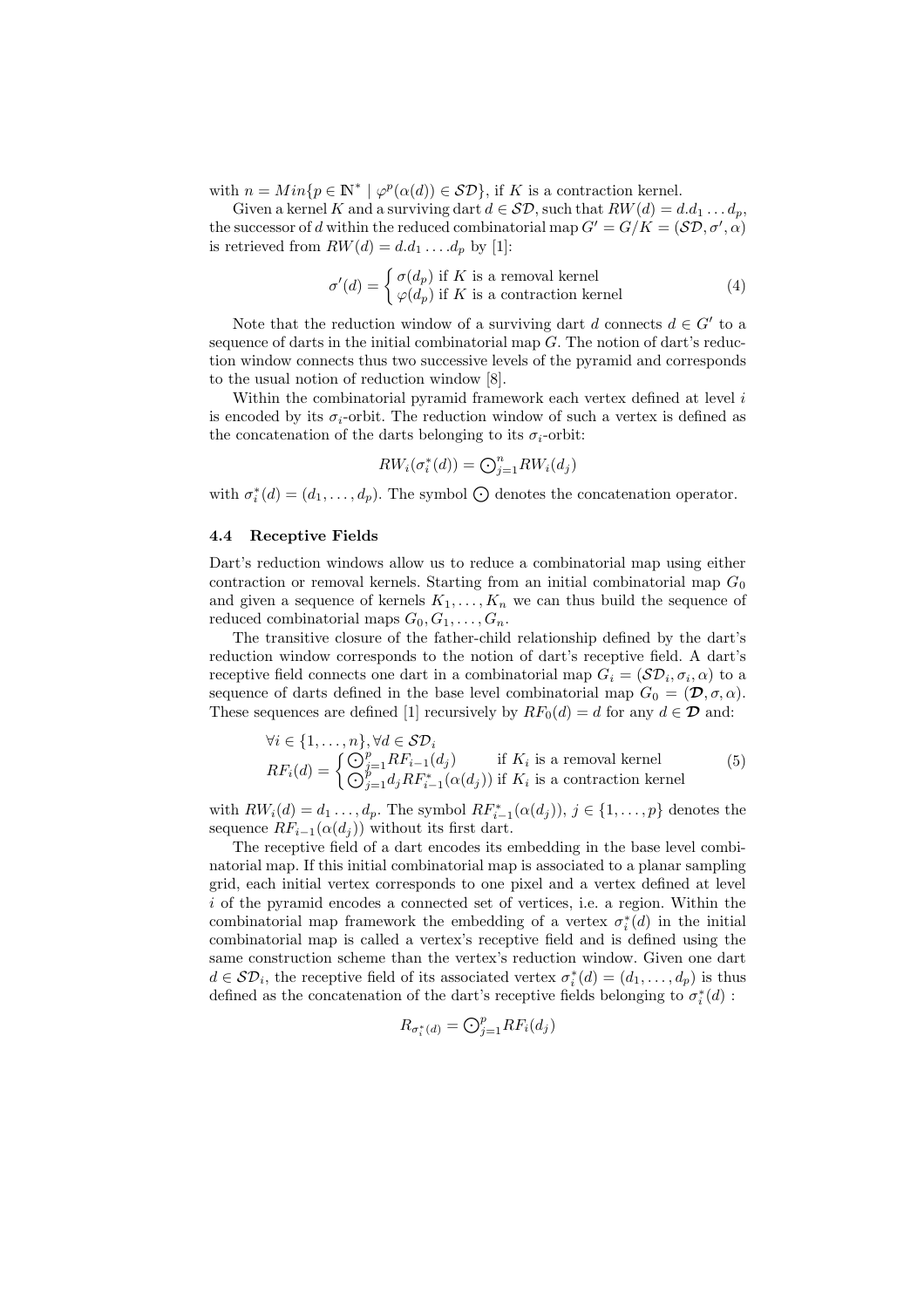with $n = Min\{p \in \mathbb{N}^* \mid \varphi^p(\alpha(d)) \in \mathcal{SD}\}$, if $K$ is a contraction kernel.

Given a kernel $K$ and a surviving dart $d \in \mathcal{SD}$, such that $RW(d) = d.d_1 \ldots d_p$, the successor of $d$ within the reduced combinatorial map $G' = G/K = (\mathcal{SD}, \sigma', \alpha)$ is retrieved from $RW(d) = d.d_1 \ldots .d_p$ by [1]:

$$\sigma'(d) = \begin{cases} \sigma(d_p) \text{ if } K \text{ is a removal kernel} \\ \varphi(d_p) \text{ if } K \text{ is a contraction kernel} \end{cases} \tag{4}$$

Note that the reduction window of a surviving dart $d$ connects $d \in G'$ to a sequence of darts in the initial combinatorial map $G$. The notion of dart's reduction window connects thus two successive levels of the pyramid and corresponds to the usual notion of reduction window [8].

Within the combinatorial pyramid framework each vertex defined at level $i$ is encoded by its $\sigma_i$-orbit. The reduction window of such a vertex is defined as the concatenation of the darts belonging to its $\sigma_i$-orbit:

$$RW_i(\sigma_i^*(d)) = \bigodot_{j=1}^{n} RW_i(d_j)$$

with $\sigma_i^*(d) = (d_1, \ldots, d_p)$. The symbol $\bigodot$ denotes the concatenation operator.

### 4.4 Receptive Fields

Dart's reduction windows allow us to reduce a combinatorial map using either contraction or removal kernels. Starting from an initial combinatorial map $G_0$ and given a sequence of kernels $K_1, \ldots, K_n$ we can thus build the sequence of reduced combinatorial maps $G_0, G_1, \ldots, G_n$.

The transitive closure of the father-child relationship defined by the dart's reduction window corresponds to the notion of dart's receptive field. A dart's receptive field connects one dart in a combinatorial map $G_i = (\mathcal{SD}_i, \sigma_i, \alpha)$ to a sequence of darts defined in the base level combinatorial map $G_0 = (\boldsymbol{\mathcal{D}}, \sigma, \alpha)$. These sequences are defined [1] recursively by $RF_0(d) = d$ for any $d \in \boldsymbol{\mathcal{D}}$ and:

$$\begin{aligned} &\forall i \in \{1, \ldots, n\}, \forall d \in \mathcal{SD}_i \\ &RF_i(d) = \begin{cases} \bigodot_{j=1}^{p} RF_{i-1}(d_j) & \text{if } K_i \text{ is a removal kernel} \\ \bigodot_{j=1}^{p} d_j RF_{i-1}^*(\alpha(d_j)) & \text{if } K_i \text{ is a contraction kernel} \end{cases} \end{aligned} \tag{5}$$

with $RW_i(d) = d_1 \ldots, d_p$. The symbol $RF_{i-1}^*(\alpha(d_j))$, $j \in \{1, \ldots, p\}$ denotes the sequence $RF_{i-1}(\alpha(d_j))$ without its first dart.

The receptive field of a dart encodes its embedding in the base level combinatorial map. If this initial combinatorial map is associated to a planar sampling grid, each initial vertex corresponds to one pixel and a vertex defined at level $i$ of the pyramid encodes a connected set of vertices, i.e. a region. Within the combinatorial map framework the embedding of a vertex $\sigma_i^*(d)$ in the initial combinatorial map is called a vertex's receptive field and is defined using the same construction scheme than the vertex's reduction window. Given one dart $d \in \mathcal{SD}_i$, the receptive field of its associated vertex $\sigma_i^*(d) = (d_1, \ldots, d_p)$ is thus defined as the concatenation of the dart's receptive fields belonging to $\sigma_i^*(d)$ :

$$R_{\sigma_i^*(d)} = \bigodot_{j=1}^{p} RF_i(d_j)$$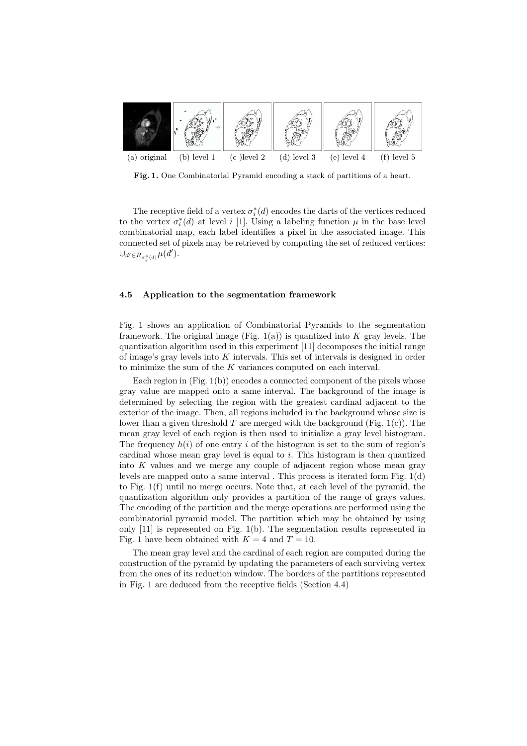(a) original (b) level 1 (c )level 2 (d) level 3 (e) level 4 (f) level 5

**Fig. 1.** One Combinatorial Pyramid encoding a stack of partitions of a heart.

The receptive field of a vertex $\sigma_i^*(d)$ encodes the darts of the vertices reduced to the vertex $\sigma_i^*(d)$ at level $i$ [1]. Using a labeling function $\mu$ in the base level combinatorial map, each label identifies a pixel in the associated image. This connected set of pixels may be retrieved by computing the set of reduced vertices: $\cup_{d' \in R_{\sigma_i^*(d)}} \mu(d')$.

### 4.5 Application to the segmentation framework

Fig. 1 shows an application of Combinatorial Pyramids to the segmentation framework. The original image (Fig. 1(a)) is quantized into $K$ gray levels. The quantization algorithm used in this experiment [11] decomposes the initial range of image's gray levels into $K$ intervals. This set of intervals is designed in order to minimize the sum of the $K$ variances computed on each interval.

Each region in (Fig. 1(b)) encodes a connected component of the pixels whose gray value are mapped onto a same interval. The background of the image is determined by selecting the region with the greatest cardinal adjacent to the exterior of the image. Then, all regions included in the background whose size is lower than a given threshold $T$ are merged with the background (Fig. 1(c)). The mean gray level of each region is then used to initialize a gray level histogram. The frequency $h(i)$ of one entry $i$ of the histogram is set to the sum of region's cardinal whose mean gray level is equal to $i$. This histogram is then quantized into $K$ values and we merge any couple of adjacent region whose mean gray levels are mapped onto a same interval . This process is iterated form Fig. 1(d) to Fig. 1(f) until no merge occurs. Note that, at each level of the pyramid, the quantization algorithm only provides a partition of the range of grays values. The encoding of the partition and the merge operations are performed using the combinatorial pyramid model. The partition which may be obtained by using only [11] is represented on Fig. 1(b). The segmentation results represented in Fig. 1 have been obtained with $K = 4$ and $T = 10$.

The mean gray level and the cardinal of each region are computed during the construction of the pyramid by updating the parameters of each surviving vertex from the ones of its reduction window. The borders of the partitions represented in Fig. 1 are deduced from the receptive fields (Section 4.4)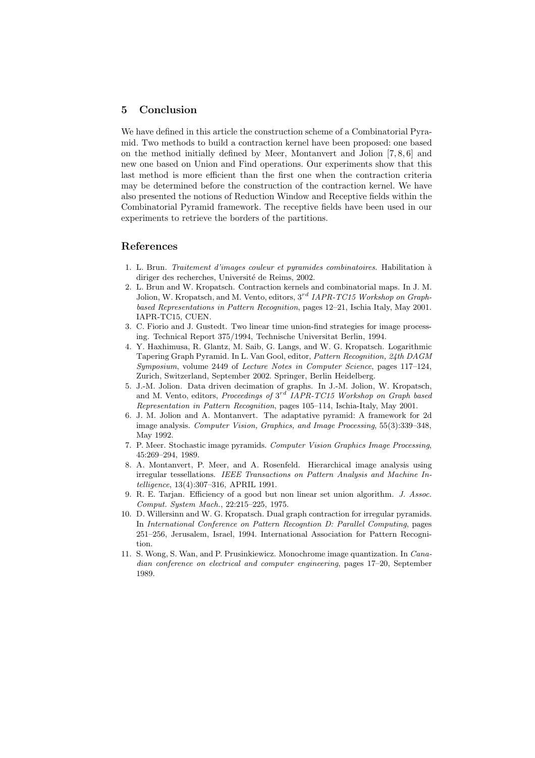## 5 Conclusion

We have defined in this article the construction scheme of a Combinatorial Pyramid. Two methods to build a contraction kernel have been proposed: one based on the method initially defined by Meer, Montanvert and Jolion [7, 8, 6] and new one based on Union and Find operations. Our experiments show that this last method is more efficient than the first one when the contraction criteria may be determined before the construction of the contraction kernel. We have also presented the notions of Reduction Window and Receptive fields within the Combinatorial Pyramid framework. The receptive fields have been used in our experiments to retrieve the borders of the partitions.

## References

1. L. Brun. *Traitement d'images couleur et pyramides combinatoires*. Habilitation à diriger des recherches, Université de Reims, 2002.
2. L. Brun and W. Kropatsch. Contraction kernels and combinatorial maps. In J. M. Jolion, W. Kropatsch, and M. Vento, editors, *3rd IAPR-TC15 Workshop on Graph-based Representations in Pattern Recognition*, pages 12–21, Ischia Italy, May 2001. IAPR-TC15, CUEN.
3. C. Fiorio and J. Gustedt. Two linear time union-find strategies for image processing. Technical Report 375/1994, Technische Universitat Berlin, 1994.
4. Y. Haxhimusa, R. Glantz, M. Saib, G. Langs, and W. G. Kropatsch. Logarithmic Tapering Graph Pyramid. In L. Van Gool, editor, *Pattern Recognition, 24th DAGM Symposium*, volume 2449 of *Lecture Notes in Computer Science*, pages 117–124, Zurich, Switzerland, September 2002. Springer, Berlin Heidelberg.
5. J.-M. Jolion. Data driven decimation of graphs. In J.-M. Jolion, W. Kropatsch, and M. Vento, editors, *Proceedings of 3rd IAPR-TC15 Workshop on Graph based Representation in Pattern Recognition*, pages 105–114, Ischia-Italy, May 2001.
6. J. M. Jolion and A. Montanvert. The adaptative pyramid: A framework for 2d image analysis. *Computer Vision, Graphics, and Image Processing*, 55(3):339–348, May 1992.
7. P. Meer. Stochastic image pyramids. *Computer Vision Graphics Image Processing*, 45:269–294, 1989.
8. A. Montanvert, P. Meer, and A. Rosenfeld. Hierarchical image analysis using irregular tessellations. *IEEE Transactions on Pattern Analysis and Machine Intelligence*, 13(4):307–316, APRIL 1991.
9. R. E. Tarjan. Efficiency of a good but non linear set union algorithm. *J. Assoc. Comput. System Mach.*, 22:215–225, 1975.
10. D. Willersinn and W. G. Kropatsch. Dual graph contraction for irregular pyramids. In *International Conference on Pattern Recogntion D: Parallel Computing*, pages 251–256, Jerusalem, Israel, 1994. International Association for Pattern Recognition.
11. S. Wong, S. Wan, and P. Prusinkiewicz. Monochrome image quantization. In *Canadian conference on electrical and computer engineering*, pages 17–20, September 1989.